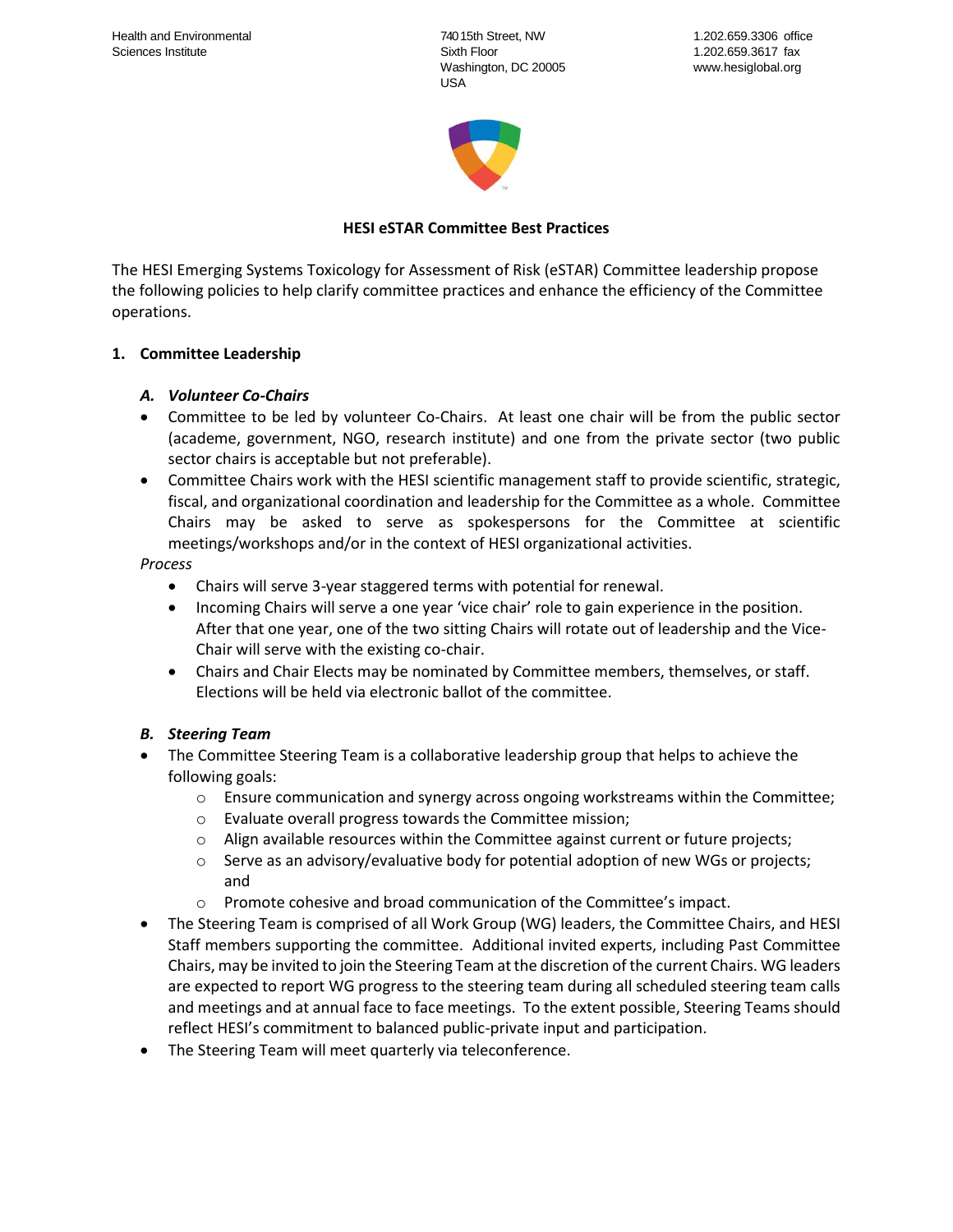Health and Environmental Sciences Institute

740 15th Street, NW
Sixth Floor
Washington, DC 20005
USA

1.202.659.3306 office
1.202.659.3617 fax
www.hesiglobal.org

**HESI eSTAR Committee Best Practices**

The HESI Emerging Systems Toxicology for Assessment of Risk (eSTAR) Committee leadership propose the following policies to help clarify committee practices and enhance the efficiency of the Committee operations.

## 1. Committee Leadership

### *A. Volunteer Co-Chairs*

- Committee to be led by volunteer Co-Chairs. At least one chair will be from the public sector (academe, government, NGO, research institute) and one from the private sector (two public sector chairs is acceptable but not preferable).
- Committee Chairs work with the HESI scientific management staff to provide scientific, strategic, fiscal, and organizational coordination and leadership for the Committee as a whole. Committee Chairs may be asked to serve as spokespersons for the Committee at scientific meetings/workshops and/or in the context of HESI organizational activities.

*Process*

- Chairs will serve 3-year staggered terms with potential for renewal.
- Incoming Chairs will serve a one year 'vice chair' role to gain experience in the position. After that one year, one of the two sitting Chairs will rotate out of leadership and the Vice-Chair will serve with the existing co-chair.
- Chairs and Chair Elects may be nominated by Committee members, themselves, or staff. Elections will be held via electronic ballot of the committee.

### *B. Steering Team*

- The Committee Steering Team is a collaborative leadership group that helps to achieve the following goals:
  - Ensure communication and synergy across ongoing workstreams within the Committee;
  - Evaluate overall progress towards the Committee mission;
  - Align available resources within the Committee against current or future projects;
  - Serve as an advisory/evaluative body for potential adoption of new WGs or projects; and
  - Promote cohesive and broad communication of the Committee's impact.
- The Steering Team is comprised of all Work Group (WG) leaders, the Committee Chairs, and HESI Staff members supporting the committee. Additional invited experts, including Past Committee Chairs, may be invited to join the Steering Team at the discretion of the current Chairs. WG leaders are expected to report WG progress to the steering team during all scheduled steering team calls and meetings and at annual face to face meetings. To the extent possible, Steering Teams should reflect HESI's commitment to balanced public-private input and participation.
- The Steering Team will meet quarterly via teleconference.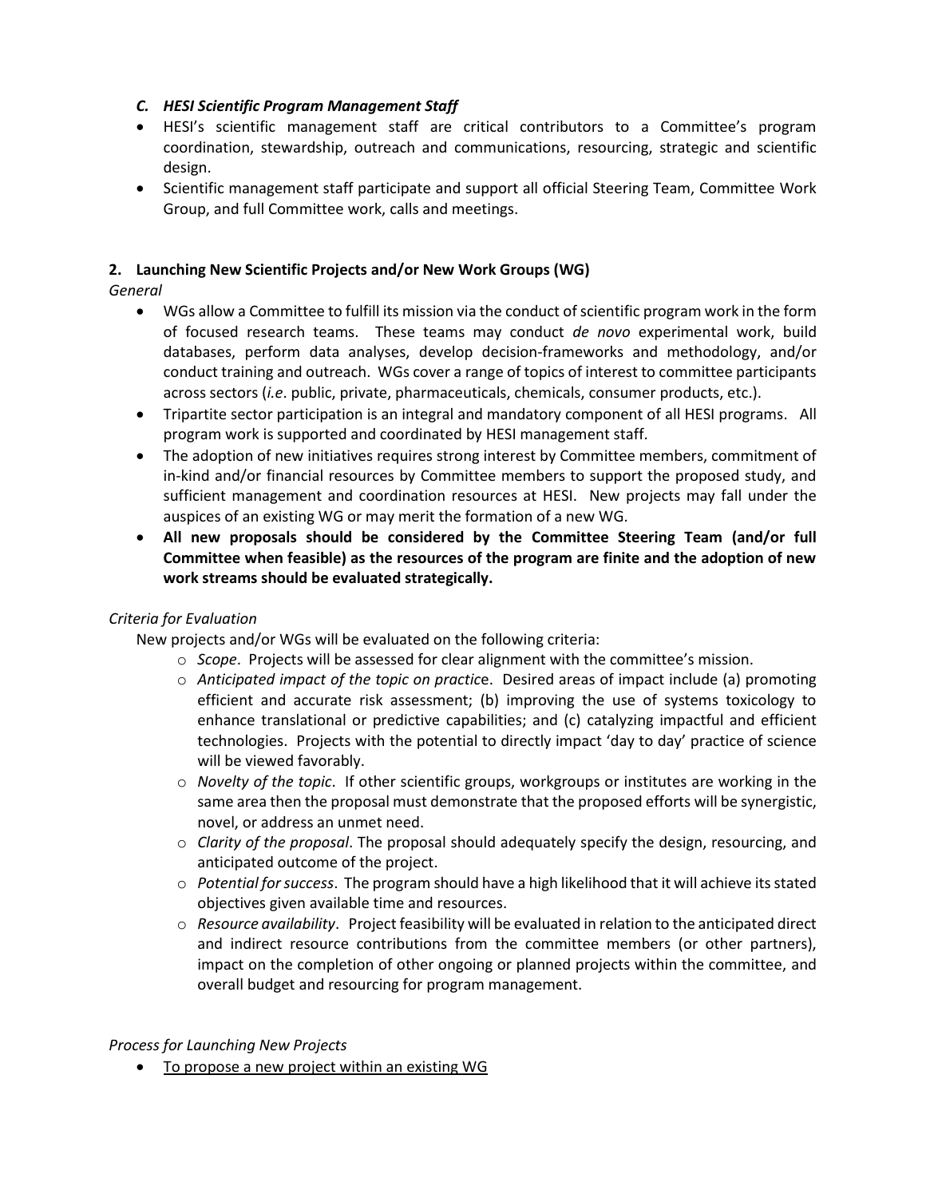### *C. HESI Scientific Program Management Staff*

- HESI's scientific management staff are critical contributors to a Committee's program coordination, stewardship, outreach and communications, resourcing, strategic and scientific design.
- Scientific management staff participate and support all official Steering Team, Committee Work Group, and full Committee work, calls and meetings.

## 2. Launching New Scientific Projects and/or New Work Groups (WG)

*General*

- WGs allow a Committee to fulfill its mission via the conduct of scientific program work in the form of focused research teams. These teams may conduct *de novo* experimental work, build databases, perform data analyses, develop decision-frameworks and methodology, and/or conduct training and outreach. WGs cover a range of topics of interest to committee participants across sectors (*i.e*. public, private, pharmaceuticals, chemicals, consumer products, etc.).
- Tripartite sector participation is an integral and mandatory component of all HESI programs. All program work is supported and coordinated by HESI management staff.
- The adoption of new initiatives requires strong interest by Committee members, commitment of in-kind and/or financial resources by Committee members to support the proposed study, and sufficient management and coordination resources at HESI. New projects may fall under the auspices of an existing WG or may merit the formation of a new WG.
- **All new proposals should be considered by the Committee Steering Team (and/or full Committee when feasible) as the resources of the program are finite and the adoption of new work streams should be evaluated strategically.**

*Criteria for Evaluation*

New projects and/or WGs will be evaluated on the following criteria:

- *Scope*. Projects will be assessed for clear alignment with the committee's mission.
- *Anticipated impact of the topic on practice*. Desired areas of impact include (a) promoting efficient and accurate risk assessment; (b) improving the use of systems toxicology to enhance translational or predictive capabilities; and (c) catalyzing impactful and efficient technologies. Projects with the potential to directly impact 'day to day' practice of science will be viewed favorably.
- *Novelty of the topic*. If other scientific groups, workgroups or institutes are working in the same area then the proposal must demonstrate that the proposed efforts will be synergistic, novel, or address an unmet need.
- *Clarity of the proposal*. The proposal should adequately specify the design, resourcing, and anticipated outcome of the project.
- *Potential for success*. The program should have a high likelihood that it will achieve its stated objectives given available time and resources.
- *Resource availability*. Project feasibility will be evaluated in relation to the anticipated direct and indirect resource contributions from the committee members (or other partners), impact on the completion of other ongoing or planned projects within the committee, and overall budget and resourcing for program management.

*Process for Launching New Projects*

- <u>To propose a new project within an existing WG</u>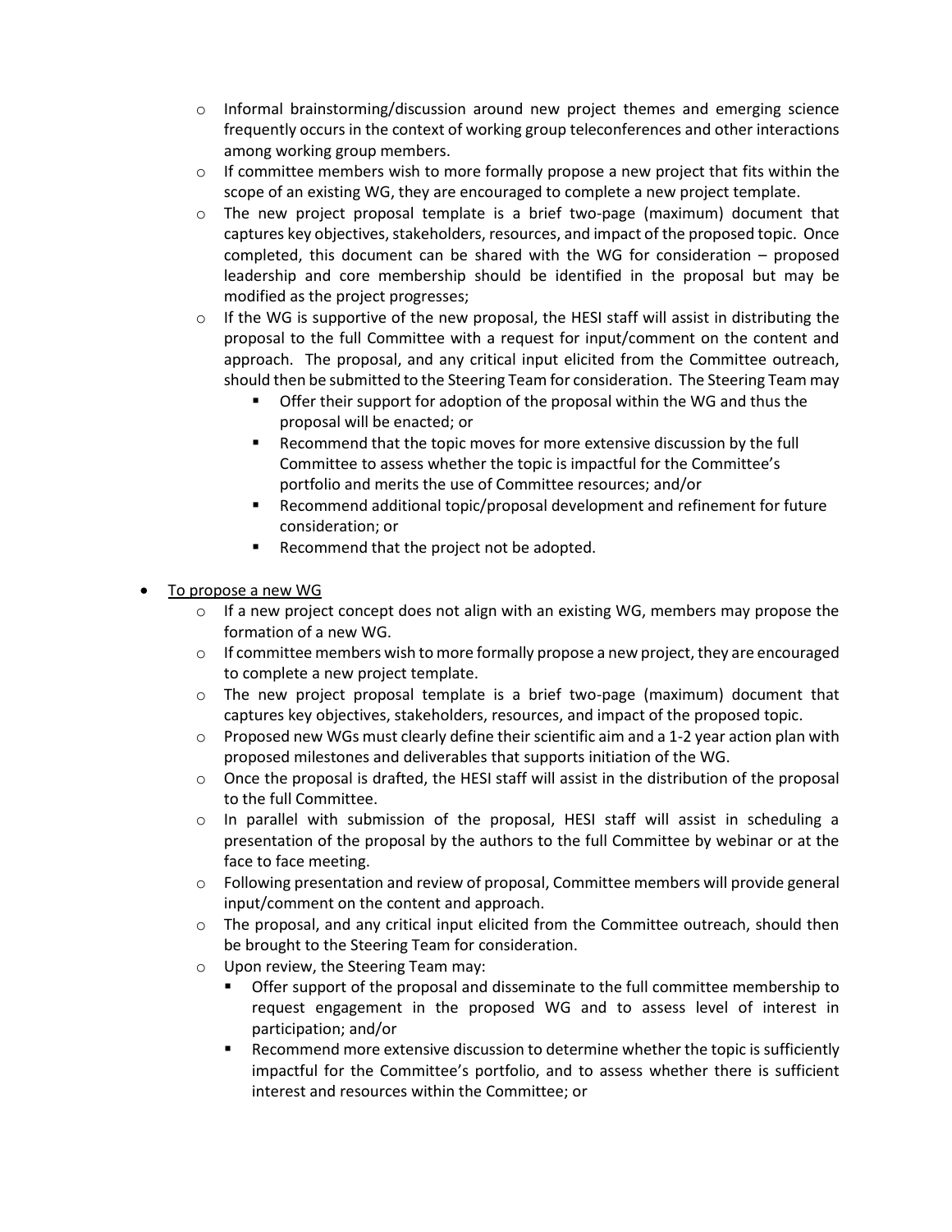- Informal brainstorming/discussion around new project themes and emerging science frequently occurs in the context of working group teleconferences and other interactions among working group members.
  - If committee members wish to more formally propose a new project that fits within the scope of an existing WG, they are encouraged to complete a new project template.
  - The new project proposal template is a brief two-page (maximum) document that captures key objectives, stakeholders, resources, and impact of the proposed topic. Once completed, this document can be shared with the WG for consideration – proposed leadership and core membership should be identified in the proposal but may be modified as the project progresses;
  - If the WG is supportive of the new proposal, the HESI staff will assist in distributing the proposal to the full Committee with a request for input/comment on the content and approach. The proposal, and any critical input elicited from the Committee outreach, should then be submitted to the Steering Team for consideration. The Steering Team may
    - Offer their support for adoption of the proposal within the WG and thus the proposal will be enacted; or
    - Recommend that the topic moves for more extensive discussion by the full Committee to assess whether the topic is impactful for the Committee's portfolio and merits the use of Committee resources; and/or
    - Recommend additional topic/proposal development and refinement for future consideration; or
    - Recommend that the project not be adopted.

- <u>To propose a new WG</u>
  - If a new project concept does not align with an existing WG, members may propose the formation of a new WG.
  - If committee members wish to more formally propose a new project, they are encouraged to complete a new project template.
  - The new project proposal template is a brief two-page (maximum) document that captures key objectives, stakeholders, resources, and impact of the proposed topic.
  - Proposed new WGs must clearly define their scientific aim and a 1-2 year action plan with proposed milestones and deliverables that supports initiation of the WG.
  - Once the proposal is drafted, the HESI staff will assist in the distribution of the proposal to the full Committee.
  - In parallel with submission of the proposal, HESI staff will assist in scheduling a presentation of the proposal by the authors to the full Committee by webinar or at the face to face meeting.
  - Following presentation and review of proposal, Committee members will provide general input/comment on the content and approach.
  - The proposal, and any critical input elicited from the Committee outreach, should then be brought to the Steering Team for consideration.
  - Upon review, the Steering Team may:
    - Offer support of the proposal and disseminate to the full committee membership to request engagement in the proposed WG and to assess level of interest in participation; and/or
    - Recommend more extensive discussion to determine whether the topic is sufficiently impactful for the Committee's portfolio, and to assess whether there is sufficient interest and resources within the Committee; or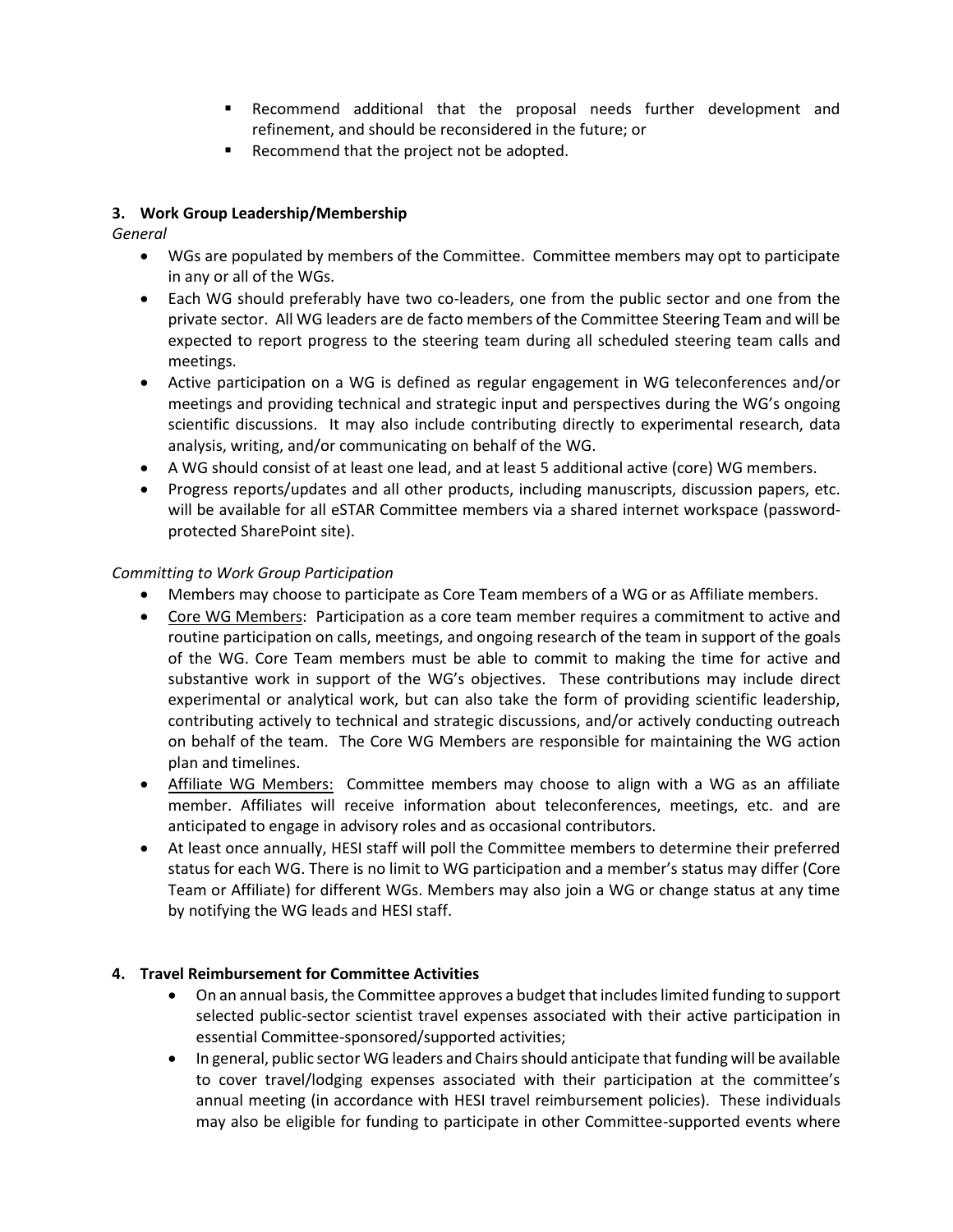- Recommend additional that the proposal needs further development and refinement, and should be reconsidered in the future; or
- Recommend that the project not be adopted.

**3. Work Group Leadership/Membership**

*General*

- WGs are populated by members of the Committee. Committee members may opt to participate in any or all of the WGs.
- Each WG should preferably have two co-leaders, one from the public sector and one from the private sector. All WG leaders are de facto members of the Committee Steering Team and will be expected to report progress to the steering team during all scheduled steering team calls and meetings.
- Active participation on a WG is defined as regular engagement in WG teleconferences and/or meetings and providing technical and strategic input and perspectives during the WG's ongoing scientific discussions. It may also include contributing directly to experimental research, data analysis, writing, and/or communicating on behalf of the WG.
- A WG should consist of at least one lead, and at least 5 additional active (core) WG members.
- Progress reports/updates and all other products, including manuscripts, discussion papers, etc. will be available for all eSTAR Committee members via a shared internet workspace (password-protected SharePoint site).

*Committing to Work Group Participation*

- Members may choose to participate as Core Team members of a WG or as Affiliate members.
- Core WG Members: Participation as a core team member requires a commitment to active and routine participation on calls, meetings, and ongoing research of the team in support of the goals of the WG. Core Team members must be able to commit to making the time for active and substantive work in support of the WG's objectives. These contributions may include direct experimental or analytical work, but can also take the form of providing scientific leadership, contributing actively to technical and strategic discussions, and/or actively conducting outreach on behalf of the team. The Core WG Members are responsible for maintaining the WG action plan and timelines.
- Affiliate WG Members: Committee members may choose to align with a WG as an affiliate member. Affiliates will receive information about teleconferences, meetings, etc. and are anticipated to engage in advisory roles and as occasional contributors.
- At least once annually, HESI staff will poll the Committee members to determine their preferred status for each WG. There is no limit to WG participation and a member's status may differ (Core Team or Affiliate) for different WGs. Members may also join a WG or change status at any time by notifying the WG leads and HESI staff.

**4. Travel Reimbursement for Committee Activities**

- On an annual basis, the Committee approves a budget that includes limited funding to support selected public-sector scientist travel expenses associated with their active participation in essential Committee-sponsored/supported activities;
- In general, public sector WG leaders and Chairs should anticipate that funding will be available to cover travel/lodging expenses associated with their participation at the committee's annual meeting (in accordance with HESI travel reimbursement policies). These individuals may also be eligible for funding to participate in other Committee-supported events where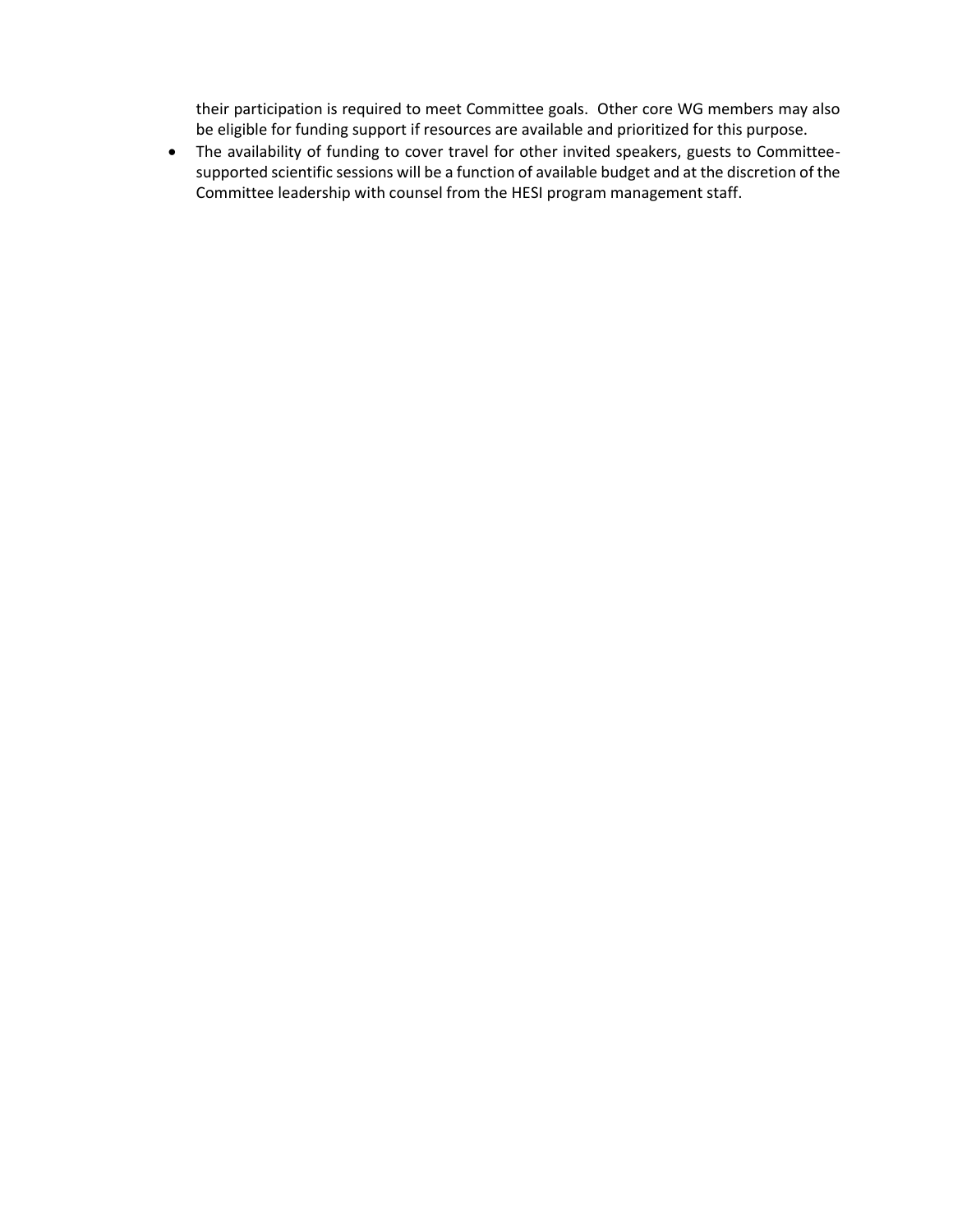their participation is required to meet Committee goals. Other core WG members may also be eligible for funding support if resources are available and prioritized for this purpose.

- The availability of funding to cover travel for other invited speakers, guests to Committee-supported scientific sessions will be a function of available budget and at the discretion of the Committee leadership with counsel from the HESI program management staff.